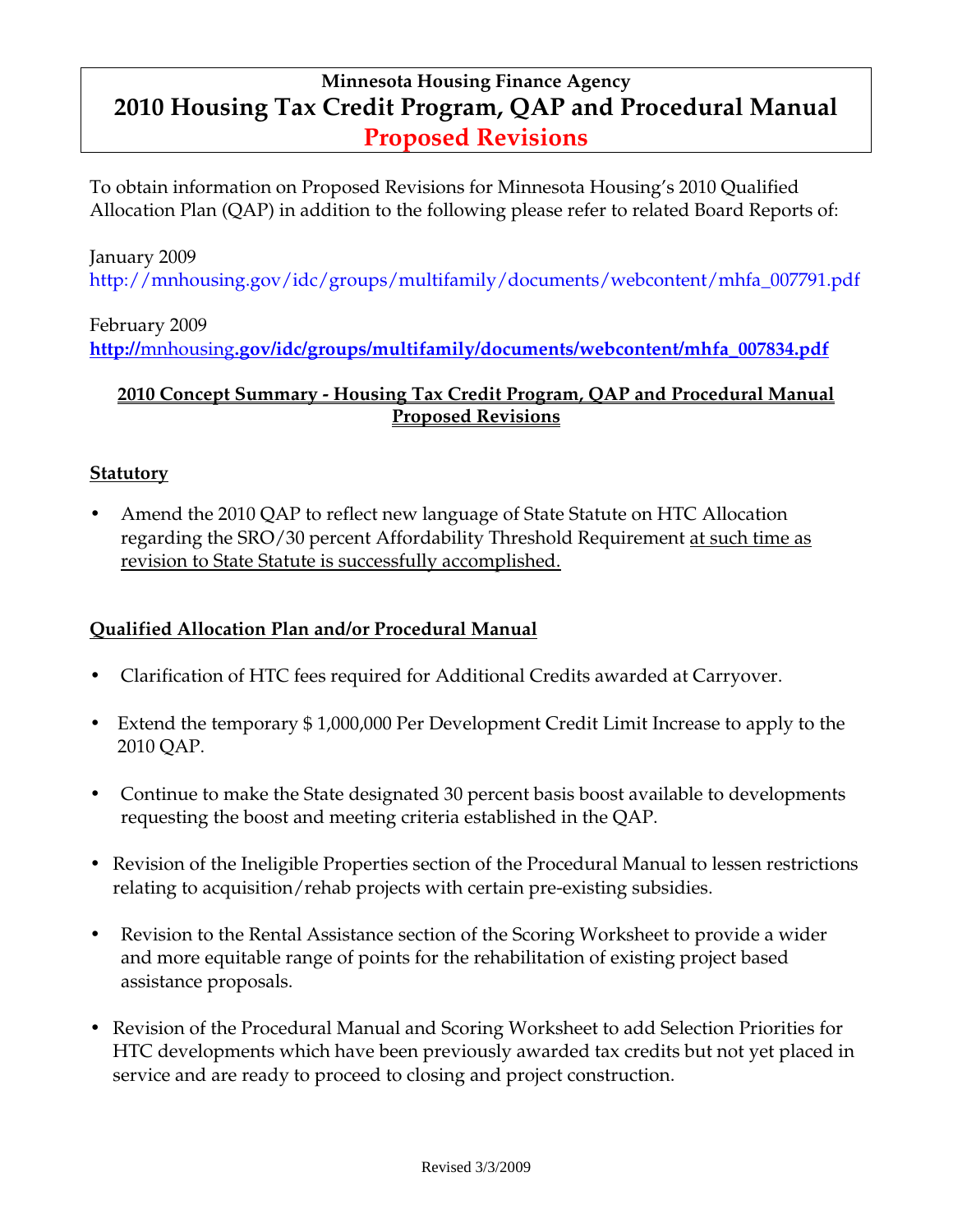# Minnesota Housing Finance Agency

# 2010 Housing Tax Credit Program, QAP and Procedural Manual

## Proposed Revisions

To obtain information on Proposed Revisions for Minnesota Housing's 2010 Qualified Allocation Plan (QAP) in addition to the following please refer to related Board Reports of:

January 2009
http://mnhousing.gov/idc/groups/multifamily/documents/webcontent/mhfa_007791.pdf

February 2009
**http://mnhousing.gov/idc/groups/multifamily/documents/webcontent/mhfa_007834.pdf**

**2010 Concept Summary - Housing Tax Credit Program, QAP and Procedural Manual Proposed Revisions**

**Statutory**

- Amend the 2010 QAP to reflect new language of State Statute on HTC Allocation regarding the SRO/30 percent Affordability Threshold Requirement at such time as revision to State Statute is successfully accomplished.

**Qualified Allocation Plan and/or Procedural Manual**

- Clarification of HTC fees required for Additional Credits awarded at Carryover.
- Extend the temporary $ 1,000,000 Per Development Credit Limit Increase to apply to the 2010 QAP.
- Continue to make the State designated 30 percent basis boost available to developments requesting the boost and meeting criteria established in the QAP.
- Revision of the Ineligible Properties section of the Procedural Manual to lessen restrictions relating to acquisition/rehab projects with certain pre-existing subsidies.
- Revision to the Rental Assistance section of the Scoring Worksheet to provide a wider and more equitable range of points for the rehabilitation of existing project based assistance proposals.
- Revision of the Procedural Manual and Scoring Worksheet to add Selection Priorities for HTC developments which have been previously awarded tax credits but not yet placed in service and are ready to proceed to closing and project construction.

Revised 3/3/2009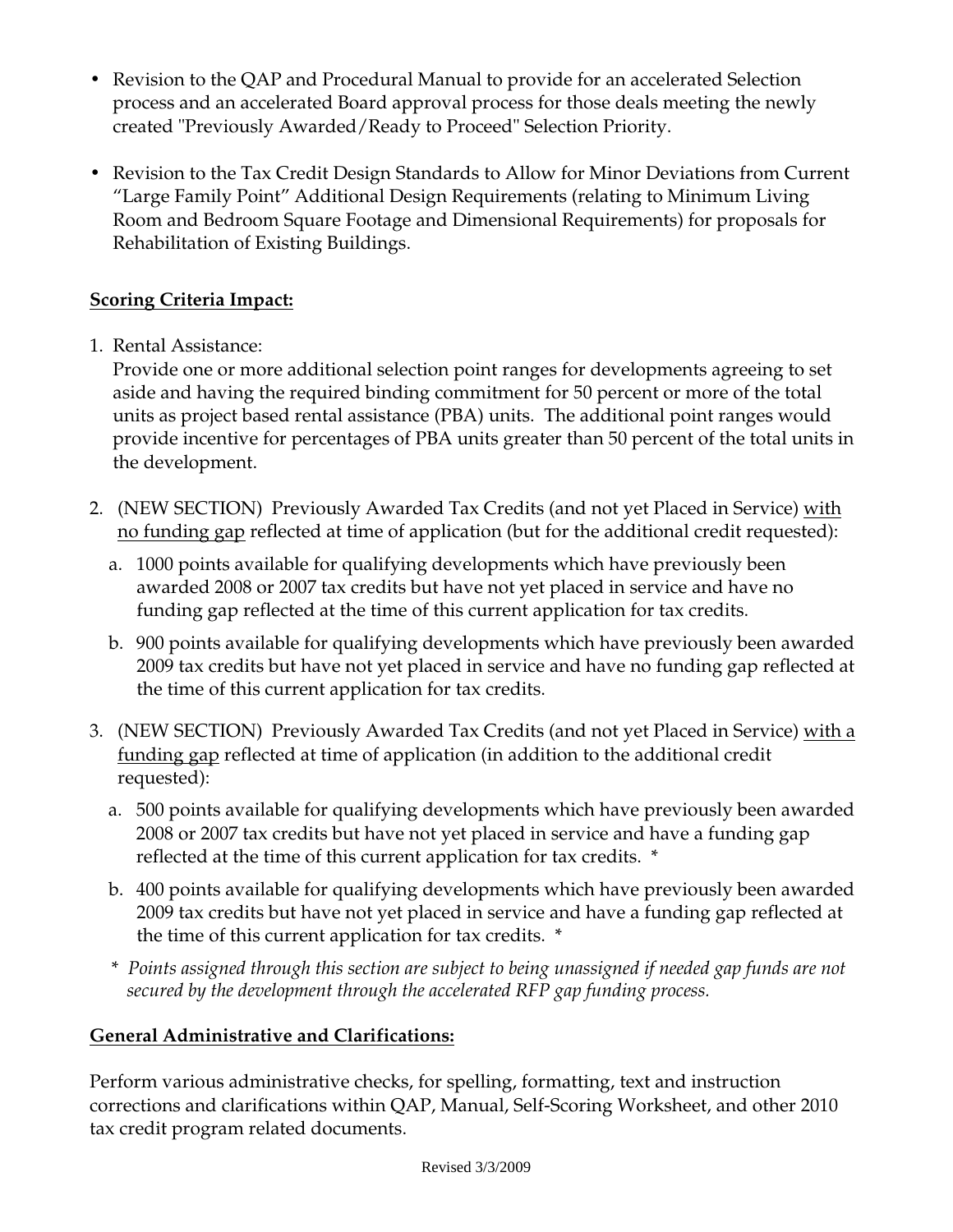- Revision to the QAP and Procedural Manual to provide for an accelerated Selection process and an accelerated Board approval process for those deals meeting the newly created "Previously Awarded/Ready to Proceed" Selection Priority.

- Revision to the Tax Credit Design Standards to Allow for Minor Deviations from Current "Large Family Point" Additional Design Requirements (relating to Minimum Living Room and Bedroom Square Footage and Dimensional Requirements) for proposals for Rehabilitation of Existing Buildings.

**<u>Scoring Criteria Impact:</u>**

1. Rental Assistance:
   Provide one or more additional selection point ranges for developments agreeing to set aside and having the required binding commitment for 50 percent or more of the total units as project based rental assistance (PBA) units. The additional point ranges would provide incentive for percentages of PBA units greater than 50 percent of the total units in the development.

2. (NEW SECTION) Previously Awarded Tax Credits (and not yet Placed in Service) <u>with no funding gap</u> reflected at time of application (but for the additional credit requested):
   a. 1000 points available for qualifying developments which have previously been awarded 2008 or 2007 tax credits but have not yet placed in service and have no funding gap reflected at the time of this current application for tax credits.
   b. 900 points available for qualifying developments which have previously been awarded 2009 tax credits but have not yet placed in service and have no funding gap reflected at the time of this current application for tax credits.

3. (NEW SECTION) Previously Awarded Tax Credits (and not yet Placed in Service) <u>with a funding gap</u> reflected at time of application (in addition to the additional credit requested):
   a. 500 points available for qualifying developments which have previously been awarded 2008 or 2007 tax credits but have not yet placed in service and have a funding gap reflected at the time of this current application for tax credits. *
   b. 400 points available for qualifying developments which have previously been awarded 2009 tax credits but have not yet placed in service and have a funding gap reflected at the time of this current application for tax credits. *

   * *Points assigned through this section are subject to being unassigned if needed gap funds are not secured by the development through the accelerated RFP gap funding process.*

**<u>General Administrative and Clarifications:</u>**

Perform various administrative checks, for spelling, formatting, text and instruction corrections and clarifications within QAP, Manual, Self-Scoring Worksheet, and other 2010 tax credit program related documents.

Revised 3/3/2009